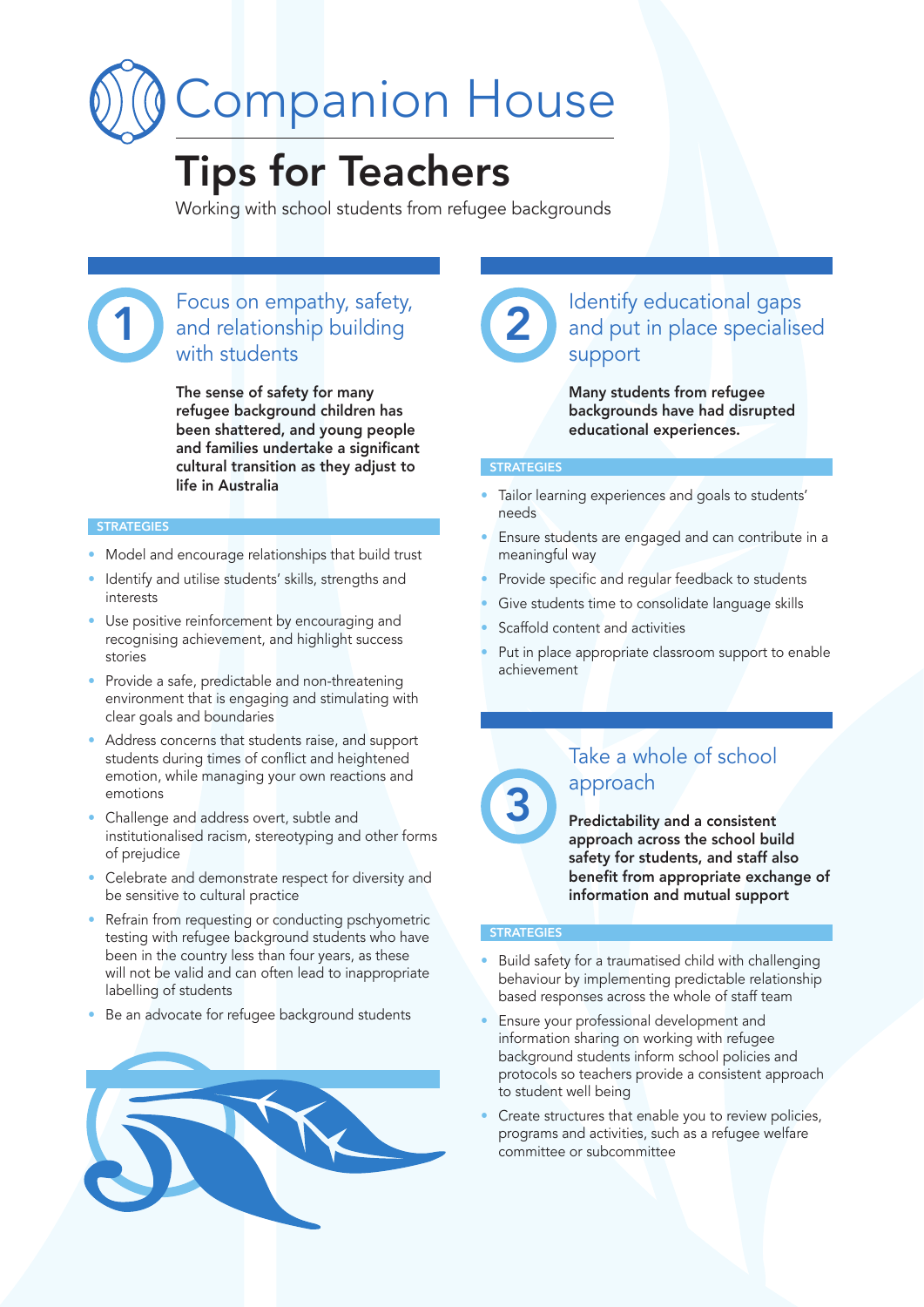# Companion House

# Tips for Teachers

Working with school students from refugee backgrounds

## 1 Focus on empathy, safety, and relationship building with students

**The sense of safety for many refugee background children has been shattered, and young people and families undertake a significant cultural transition as they adjust to life in Australia**

### STRATEGIES

- Model and encourage relationships that build trust
- Identify and utilise students' skills, strengths and interests
- Use positive reinforcement by encouraging and recognising achievement, and highlight success stories
- Provide a safe, predictable and non-threatening environment that is engaging and stimulating with clear goals and boundaries
- Address concerns that students raise, and support students during times of conflict and heightened emotion, while managing your own reactions and emotions
- Challenge and address overt, subtle and institutionalised racism, stereotyping and other forms of prejudice
- Celebrate and demonstrate respect for diversity and be sensitive to cultural practice
- Refrain from requesting or conducting pschyometric testing with refugee background students who have been in the country less than four years, as these will not be valid and can often lead to inappropriate labelling of students
- Be an advocate for refugee background students

## 2 Identify educational gaps and put in place specialised support

**Many students from refugee backgrounds have had disrupted educational experiences.**

### STRATEGIES

- Tailor learning experiences and goals to students' needs
- Ensure students are engaged and can contribute in a meaningful way
- Provide specific and regular feedback to students
- Give students time to consolidate language skills
- Scaffold content and activities
- Put in place appropriate classroom support to enable achievement

## 3 Take a whole of school approach

**Predictability and a consistent approach across the school build safety for students, and staff also benefit from appropriate exchange of information and mutual support**

### STRATEGIES

- Build safety for a traumatised child with challenging behaviour by implementing predictable relationship based responses across the whole of staff team
- Ensure your professional development and information sharing on working with refugee background students inform school policies and protocols so teachers provide a consistent approach to student well being
- Create structures that enable you to review policies, programs and activities, such as a refugee welfare committee or subcommittee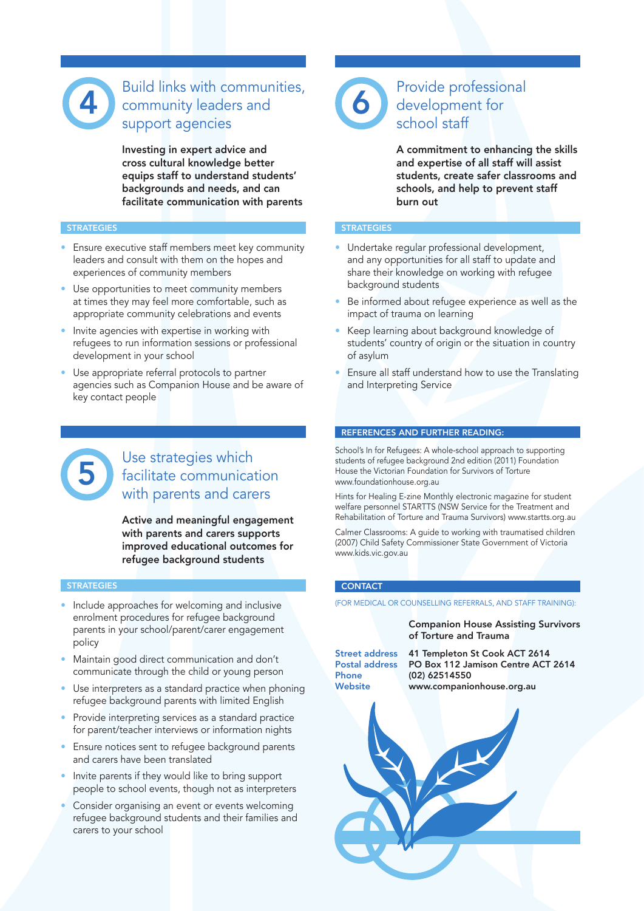## 4 Build links with communities, community leaders and support agencies

**Investing in expert advice and cross cultural knowledge better equips staff to understand students' backgrounds and needs, and can facilitate communication with parents**

### STRATEGIES

- Ensure executive staff members meet key community leaders and consult with them on the hopes and experiences of community members
- Use opportunities to meet community members at times they may feel more comfortable, such as appropriate community celebrations and events
- Invite agencies with expertise in working with refugees to run information sessions or professional development in your school
- Use appropriate referral protocols to partner agencies such as Companion House and be aware of key contact people

## 5 Use strategies which facilitate communication with parents and carers

**Active and meaningful engagement with parents and carers supports improved educational outcomes for refugee background students**

### STRATEGIES

- Include approaches for welcoming and inclusive enrolment procedures for refugee background parents in your school/parent/carer engagement policy
- Maintain good direct communication and don't communicate through the child or young person
- Use interpreters as a standard practice when phoning refugee background parents with limited English
- Provide interpreting services as a standard practice for parent/teacher interviews or information nights
- Ensure notices sent to refugee background parents and carers have been translated
- Invite parents if they would like to bring support people to school events, though not as interpreters
- Consider organising an event or events welcoming refugee background students and their families and carers to your school

## 6 Provide professional development for school staff

**A commitment to enhancing the skills and expertise of all staff will assist students, create safer classrooms and schools, and help to prevent staff burn out**

### STRATEGIES

- Undertake regular professional development, and any opportunities for all staff to update and share their knowledge on working with refugee background students
- Be informed about refugee experience as well as the impact of trauma on learning
- Keep learning about background knowledge of students' country of origin or the situation in country of asylum
- Ensure all staff understand how to use the Translating and Interpreting Service

### REFERENCES AND FURTHER READING:

School's In for Refugees: A whole-school approach to supporting students of refugee background 2nd edition (2011) Foundation House the Victorian Foundation for Survivors of Torture www.foundationhouse.org.au

Hints for Healing E-zine Monthly electronic magazine for student welfare personnel STARTTS (NSW Service for the Treatment and Rehabilitation of Torture and Trauma Survivors) www.startts.org.au

Calmer Classrooms: A guide to working with traumatised children (2007) Child Safety Commissioner State Government of Victoria www.kids.vic.gov.au

### CONTACT

(FOR MEDICAL OR COUNSELLING REFERRALS, AND STAFF TRAINING):

**Companion House Assisting Survivors of Torture and Trauma**

| | |
|---|---|
| Street address | **41 Templeton St Cook ACT 2614** |
| Postal address | **PO Box 112 Jamison Centre ACT 2614** |
| Phone | **(02) 62514550** |
| Website | **www.companionhouse.org.au** |